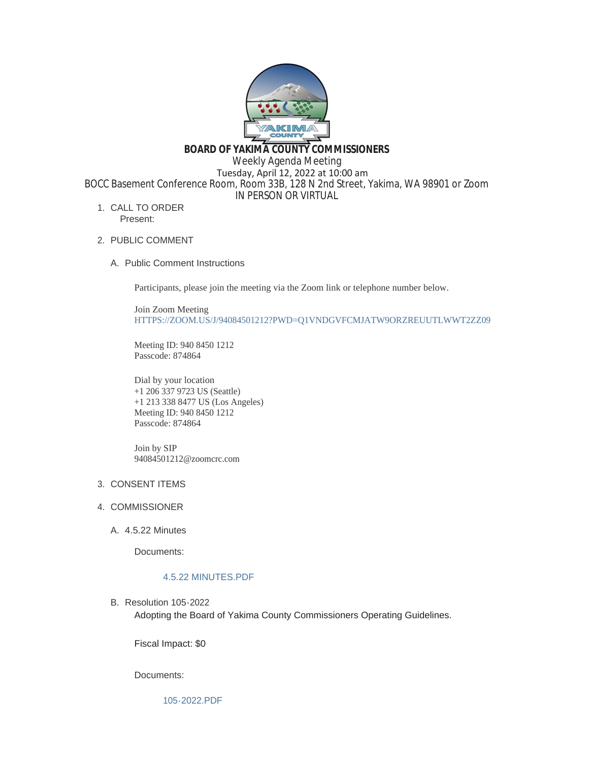# BOARD OF YAKIMA COUNTY COMMISSIONERS

Weekly Agenda Meeting

Tuesday, April 12, 2022 at 10:00 am

BOCC Basement Conference Room, Room 33B, 128 N 2nd Street, Yakima, WA 98901 or Zoom

IN PERSON OR VIRTUAL

1. CALL TO ORDER

   Present:

2. PUBLIC COMMENT

   A. Public Comment Instructions

      Participants, please join the meeting via the Zoom link or telephone number below.

      Join Zoom Meeting
      HTTPS://ZOOM.US/J/94084501212?PWD=Q1VNDGVFCMJATW9ORZREUUTLWWT2ZZ09

      Meeting ID: 940 8450 1212
      Passcode: 874864

      Dial by your location
      +1 206 337 9723 US (Seattle)
      +1 213 338 8477 US (Los Angeles)
      Meeting ID: 940 8450 1212
      Passcode: 874864

      Join by SIP
      94084501212@zoomcrc.com

3. CONSENT ITEMS

4. COMMISSIONER

   A. 4.5.22 Minutes

      Documents:

      4.5.22 MINUTES.PDF

   B. Resolution 105-2022

      Adopting the Board of Yakima County Commissioners Operating Guidelines.

      Fiscal Impact: $0

      Documents:

      105-2022.PDF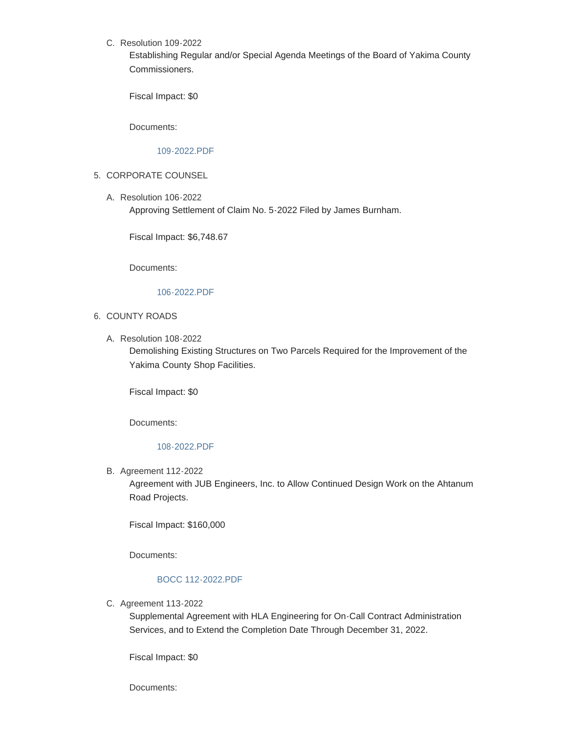C. Resolution 109-2022

Establishing Regular and/or Special Agenda Meetings of the Board of Yakima County Commissioners.

Fiscal Impact: $0

Documents:

109-2022.PDF

5. CORPORATE COUNSEL

A. Resolution 106-2022

Approving Settlement of Claim No. 5-2022 Filed by James Burnham.

Fiscal Impact: $6,748.67

Documents:

106-2022.PDF

6. COUNTY ROADS

A. Resolution 108-2022

Demolishing Existing Structures on Two Parcels Required for the Improvement of the Yakima County Shop Facilities.

Fiscal Impact: $0

Documents:

108-2022.PDF

B. Agreement 112-2022

Agreement with JUB Engineers, Inc. to Allow Continued Design Work on the Ahtanum Road Projects.

Fiscal Impact: $160,000

Documents:

BOCC 112-2022.PDF

C. Agreement 113-2022

Supplemental Agreement with HLA Engineering for On-Call Contract Administration Services, and to Extend the Completion Date Through December 31, 2022.

Fiscal Impact: $0

Documents: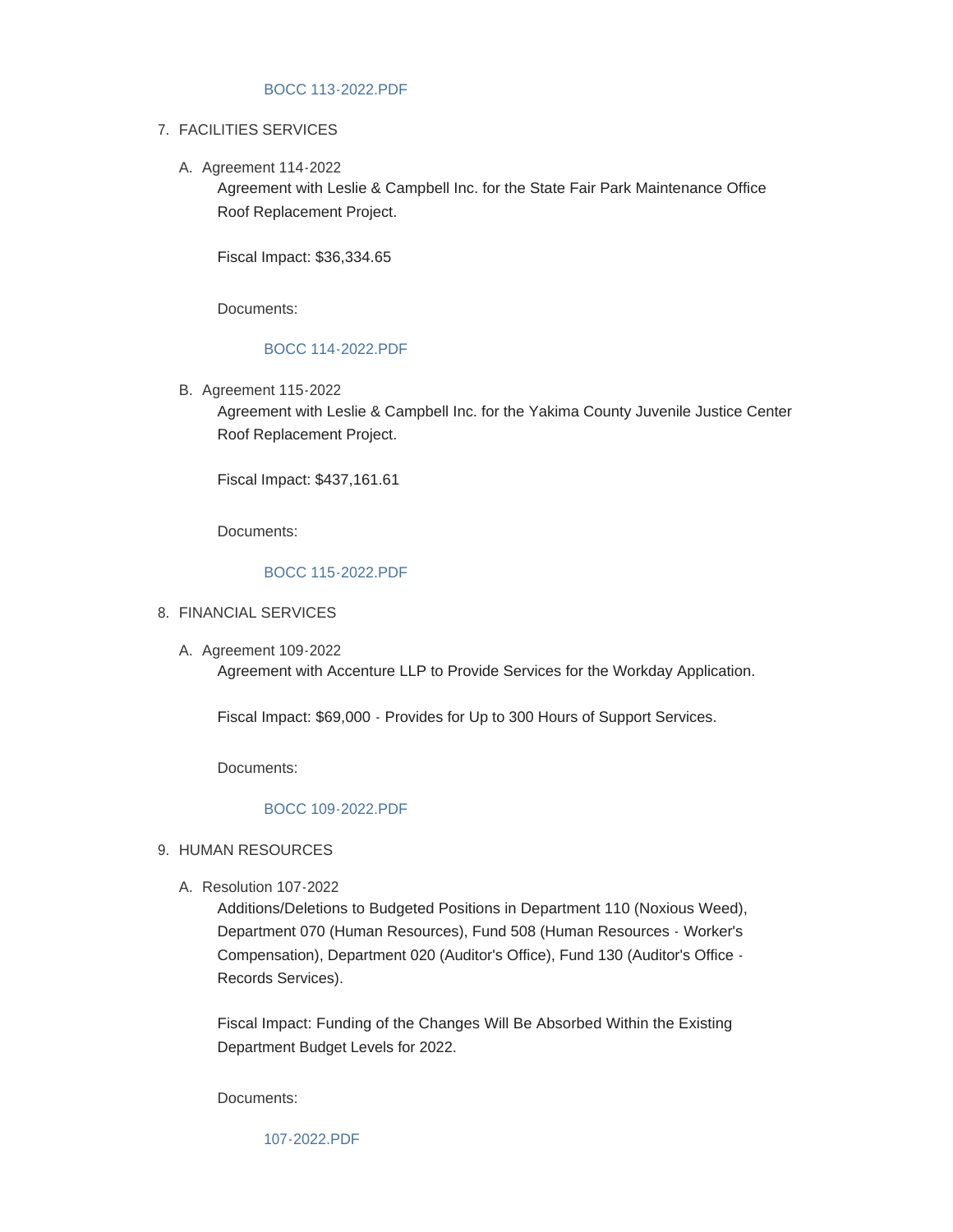BOCC 113-2022.PDF

7. FACILITIES SERVICES

   A. Agreement 114-2022

      Agreement with Leslie & Campbell Inc. for the State Fair Park Maintenance Office Roof Replacement Project.

      Fiscal Impact: $36,334.65

      Documents:

      BOCC 114-2022.PDF

   B. Agreement 115-2022

      Agreement with Leslie & Campbell Inc. for the Yakima County Juvenile Justice Center Roof Replacement Project.

      Fiscal Impact: $437,161.61

      Documents:

      BOCC 115-2022.PDF

8. FINANCIAL SERVICES

   A. Agreement 109-2022

      Agreement with Accenture LLP to Provide Services for the Workday Application.

      Fiscal Impact: $69,000 - Provides for Up to 300 Hours of Support Services.

      Documents:

      BOCC 109-2022.PDF

9. HUMAN RESOURCES

   A. Resolution 107-2022

      Additions/Deletions to Budgeted Positions in Department 110 (Noxious Weed), Department 070 (Human Resources), Fund 508 (Human Resources - Worker's Compensation), Department 020 (Auditor's Office), Fund 130 (Auditor's Office - Records Services).

      Fiscal Impact: Funding of the Changes Will Be Absorbed Within the Existing Department Budget Levels for 2022.

      Documents:

      107-2022.PDF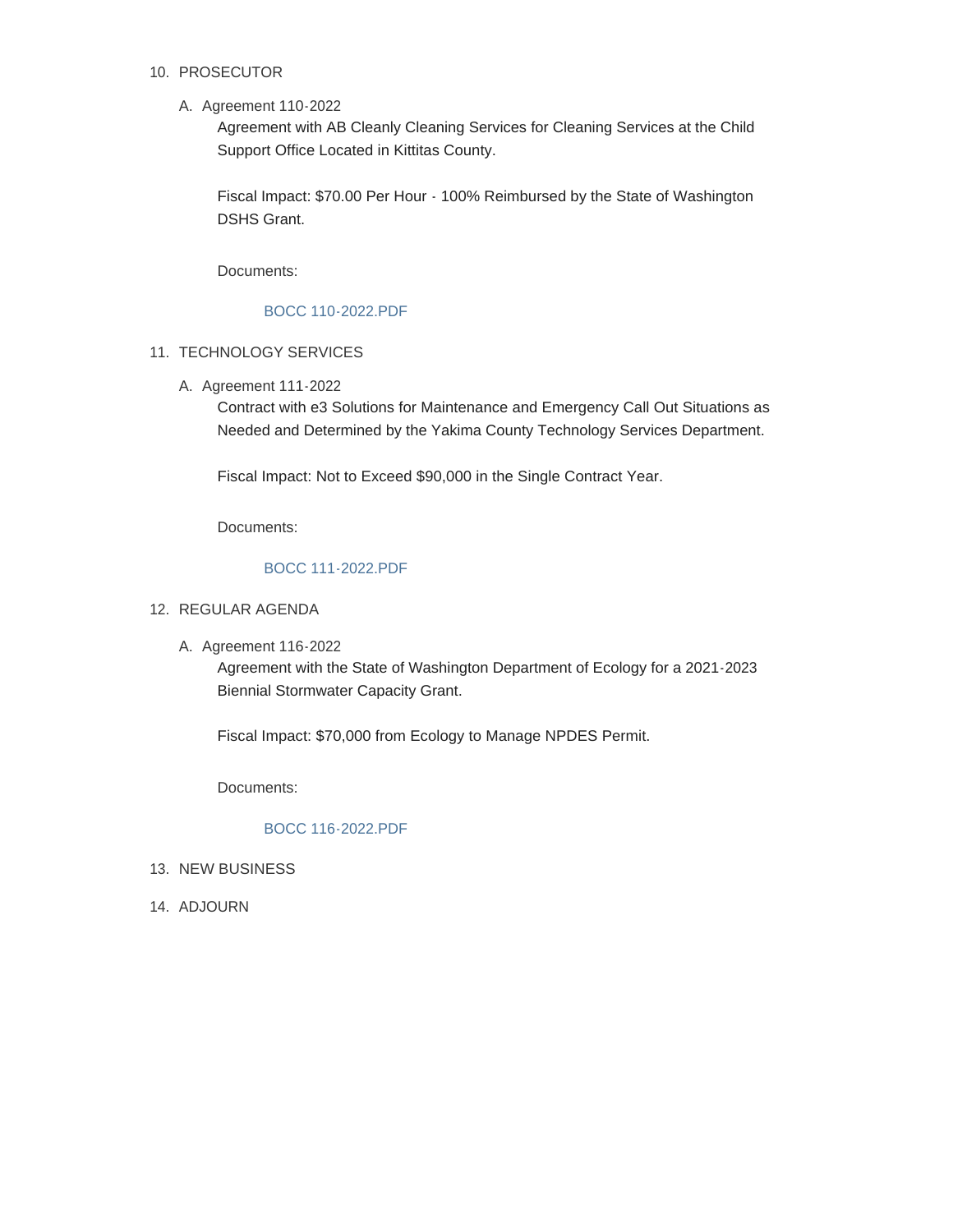10. PROSECUTOR

    A. Agreement 110-2022

       Agreement with AB Cleanly Cleaning Services for Cleaning Services at the Child Support Office Located in Kittitas County.

       Fiscal Impact: $70.00 Per Hour - 100% Reimbursed by the State of Washington DSHS Grant.

       Documents:

       BOCC 110-2022.PDF

11. TECHNOLOGY SERVICES

    A. Agreement 111-2022

       Contract with e3 Solutions for Maintenance and Emergency Call Out Situations as Needed and Determined by the Yakima County Technology Services Department.

       Fiscal Impact: Not to Exceed $90,000 in the Single Contract Year.

       Documents:

       BOCC 111-2022.PDF

12. REGULAR AGENDA

    A. Agreement 116-2022

       Agreement with the State of Washington Department of Ecology for a 2021-2023 Biennial Stormwater Capacity Grant.

       Fiscal Impact: $70,000 from Ecology to Manage NPDES Permit.

       Documents:

       BOCC 116-2022.PDF

13. NEW BUSINESS

14. ADJOURN